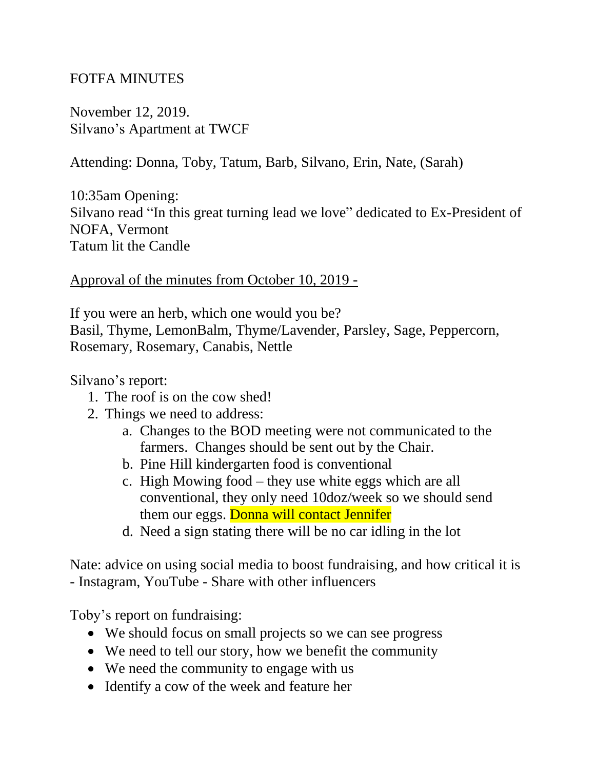FOTFA MINUTES

November 12, 2019.
Silvano's Apartment at TWCF

Attending: Donna, Toby, Tatum, Barb, Silvano, Erin, Nate, (Sarah)

10:35am Opening:
Silvano read "In this great turning lead we love" dedicated to Ex-President of NOFA, Vermont
Tatum lit the Candle

Approval of the minutes from October 10, 2019 -

If you were an herb, which one would you be?
Basil, Thyme, LemonBalm, Thyme/Lavender, Parsley, Sage, Peppercorn, Rosemary, Rosemary, Canabis, Nettle

Silvano's report:

1. The roof is on the cow shed!
2. Things we need to address:
   a. Changes to the BOD meeting were not communicated to the farmers. Changes should be sent out by the Chair.
   b. Pine Hill kindergarten food is conventional
   c. High Mowing food – they use white eggs which are all conventional, they only need 10doz/week so we should send them our eggs. Donna will contact Jennifer
   d. Need a sign stating there will be no car idling in the lot

Nate: advice on using social media to boost fundraising, and how critical it is - Instagram, YouTube - Share with other influencers

Toby's report on fundraising:

- We should focus on small projects so we can see progress
- We need to tell our story, how we benefit the community
- We need the community to engage with us
- Identify a cow of the week and feature her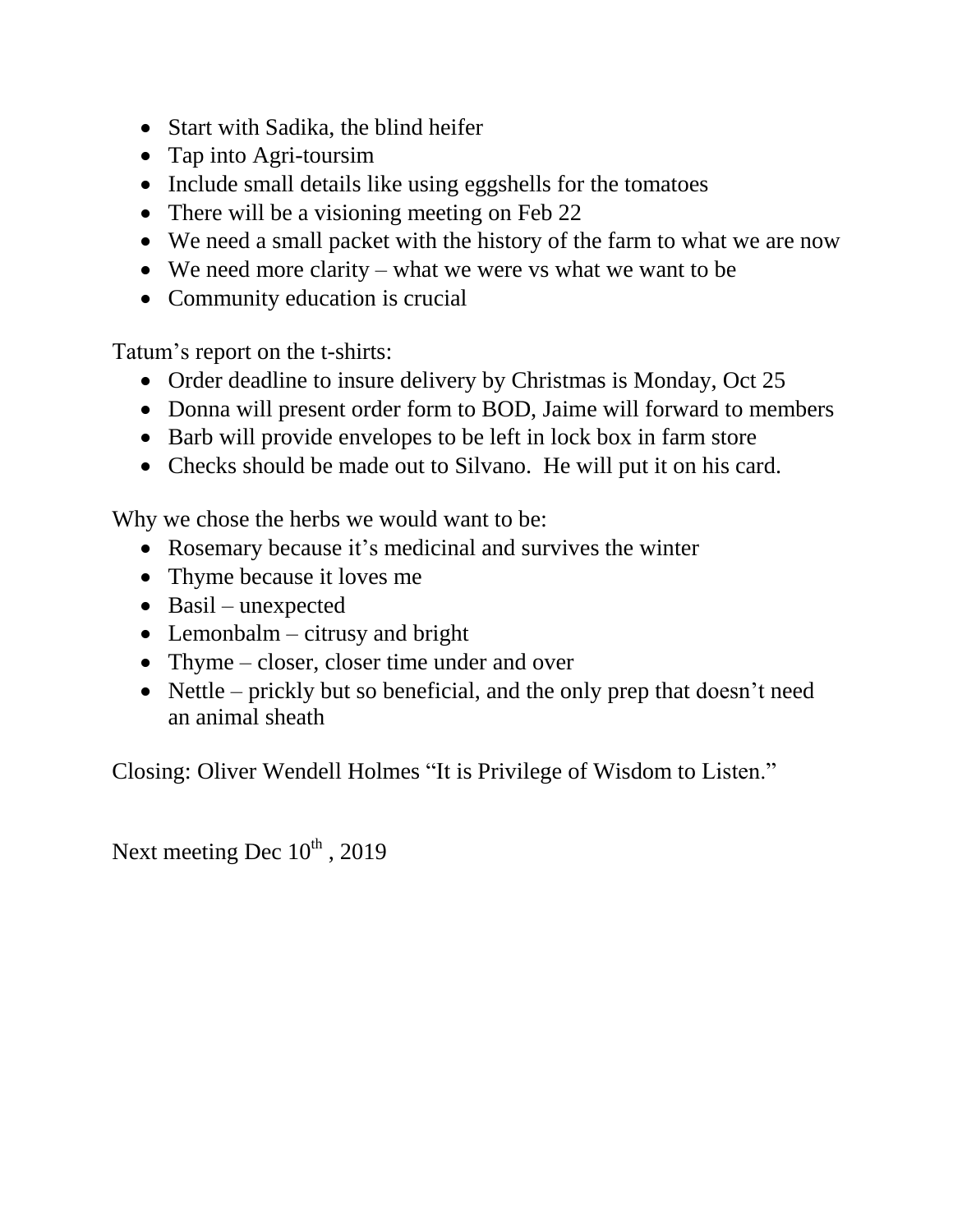- Start with Sadika, the blind heifer
- Tap into Agri-toursim
- Include small details like using eggshells for the tomatoes
- There will be a visioning meeting on Feb 22
- We need a small packet with the history of the farm to what we are now
- We need more clarity – what we were vs what we want to be
- Community education is crucial

Tatum's report on the t-shirts:

- Order deadline to insure delivery by Christmas is Monday, Oct 25
- Donna will present order form to BOD, Jaime will forward to members
- Barb will provide envelopes to be left in lock box in farm store
- Checks should be made out to Silvano. He will put it on his card.

Why we chose the herbs we would want to be:

- Rosemary because it's medicinal and survives the winter
- Thyme because it loves me
- Basil – unexpected
- Lemonbalm – citrusy and bright
- Thyme – closer, closer time under and over
- Nettle – prickly but so beneficial, and the only prep that doesn't need an animal sheath

Closing: Oliver Wendell Holmes "It is Privilege of Wisdom to Listen."

Next meeting Dec 10th , 2019